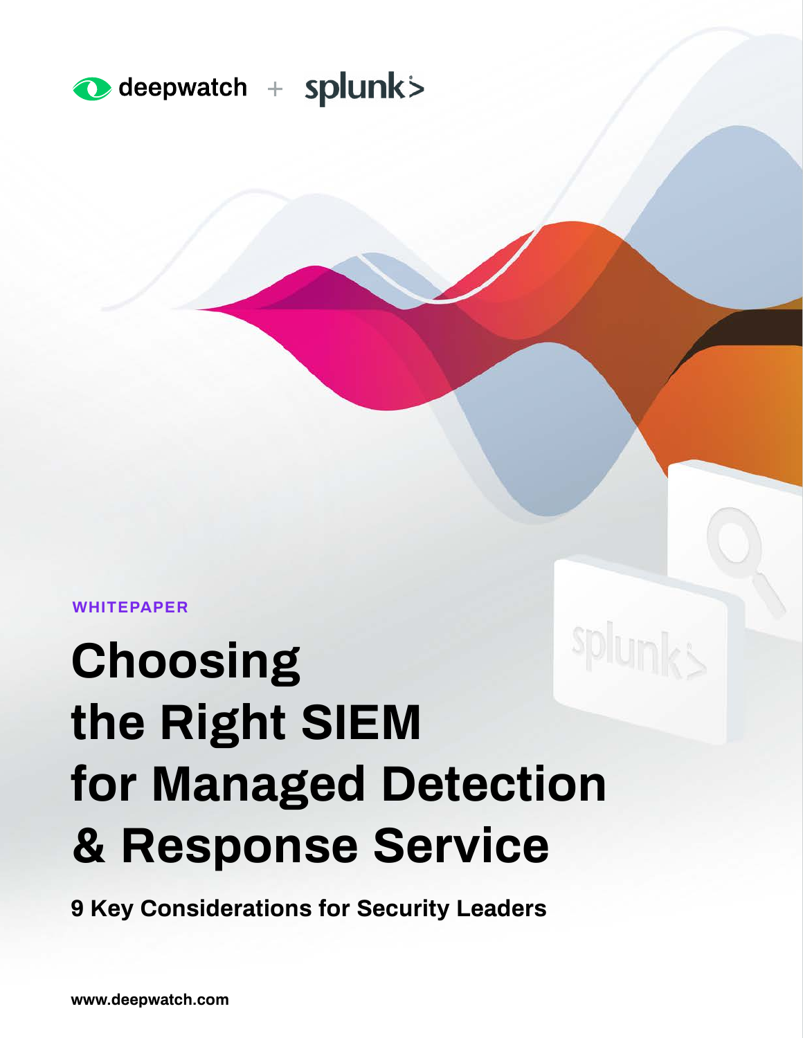deepwatch + splunk>

WHITEPAPER

# Choosing the Right SIEM for Managed Detection & Response Service

**9 Key Considerations for Security Leaders**

www.deepwatch.com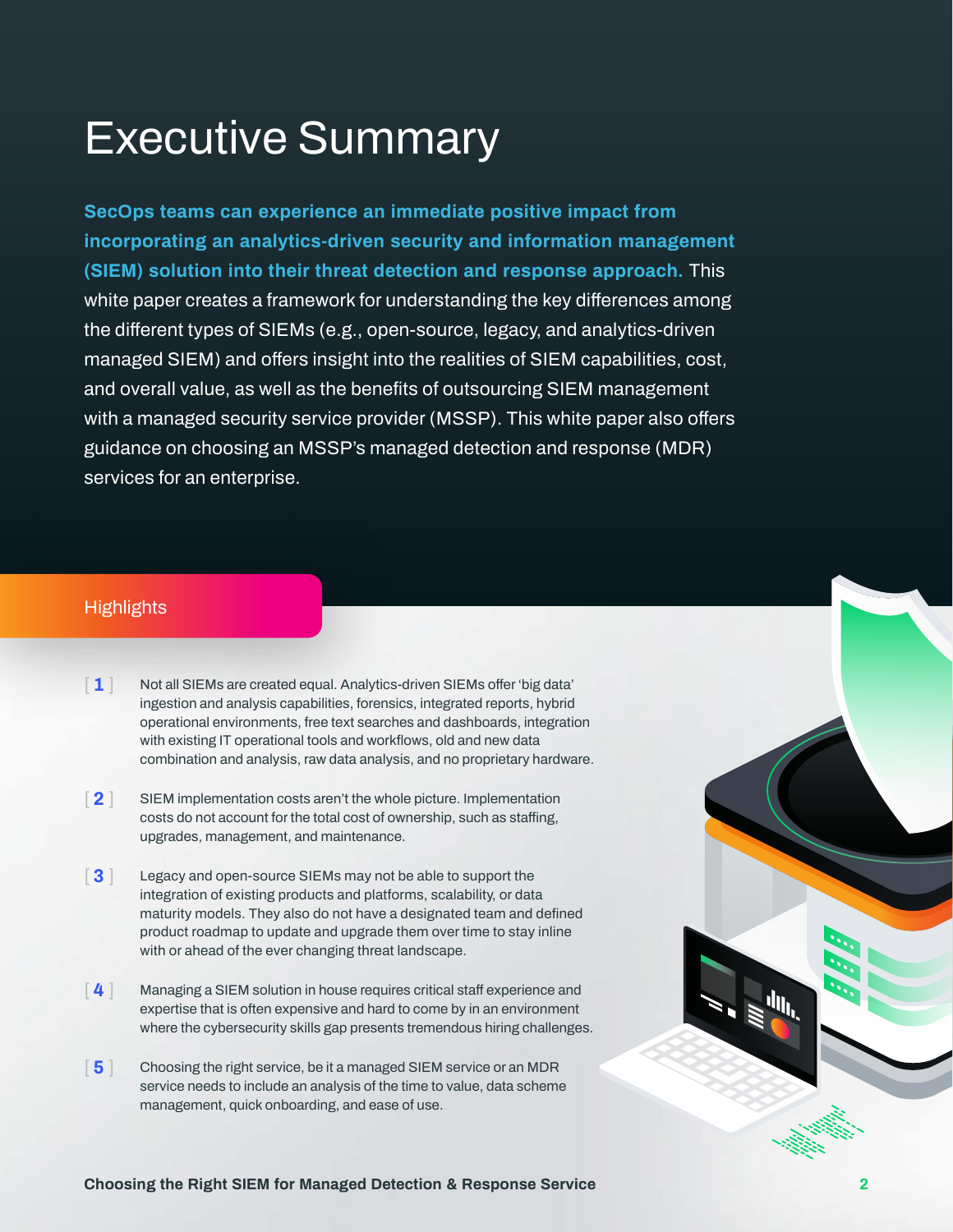# Executive Summary

**SecOps teams can experience an immediate positive impact from incorporating an analytics-driven security and information management (SIEM) solution into their threat detection and response approach.** This white paper creates a framework for understanding the key differences among the different types of SIEMs (e.g., open-source, legacy, and analytics-driven managed SIEM) and offers insight into the realities of SIEM capabilities, cost, and overall value, as well as the benefits of outsourcing SIEM management with a managed security service provider (MSSP). This white paper also offers guidance on choosing an MSSP's managed detection and response (MDR) services for an enterprise.

## Highlights

[ 1 ] Not all SIEMs are created equal. Analytics-driven SIEMs offer 'big data' ingestion and analysis capabilities, forensics, integrated reports, hybrid operational environments, free text searches and dashboards, integration with existing IT operational tools and workflows, old and new data combination and analysis, raw data analysis, and no proprietary hardware.

[ 2 ] SIEM implementation costs aren't the whole picture. Implementation costs do not account for the total cost of ownership, such as staffing, upgrades, management, and maintenance.

[ 3 ] Legacy and open-source SIEMs may not be able to support the integration of existing products and platforms, scalability, or data maturity models. They also do not have a designated team and defined product roadmap to update and upgrade them over time to stay inline with or ahead of the ever changing threat landscape.

[ 4 ] Managing a SIEM solution in house requires critical staff experience and expertise that is often expensive and hard to come by in an environment where the cybersecurity skills gap presents tremendous hiring challenges.

[ 5 ] Choosing the right service, be it a managed SIEM service or an MDR service needs to include an analysis of the time to value, data scheme management, quick onboarding, and ease of use.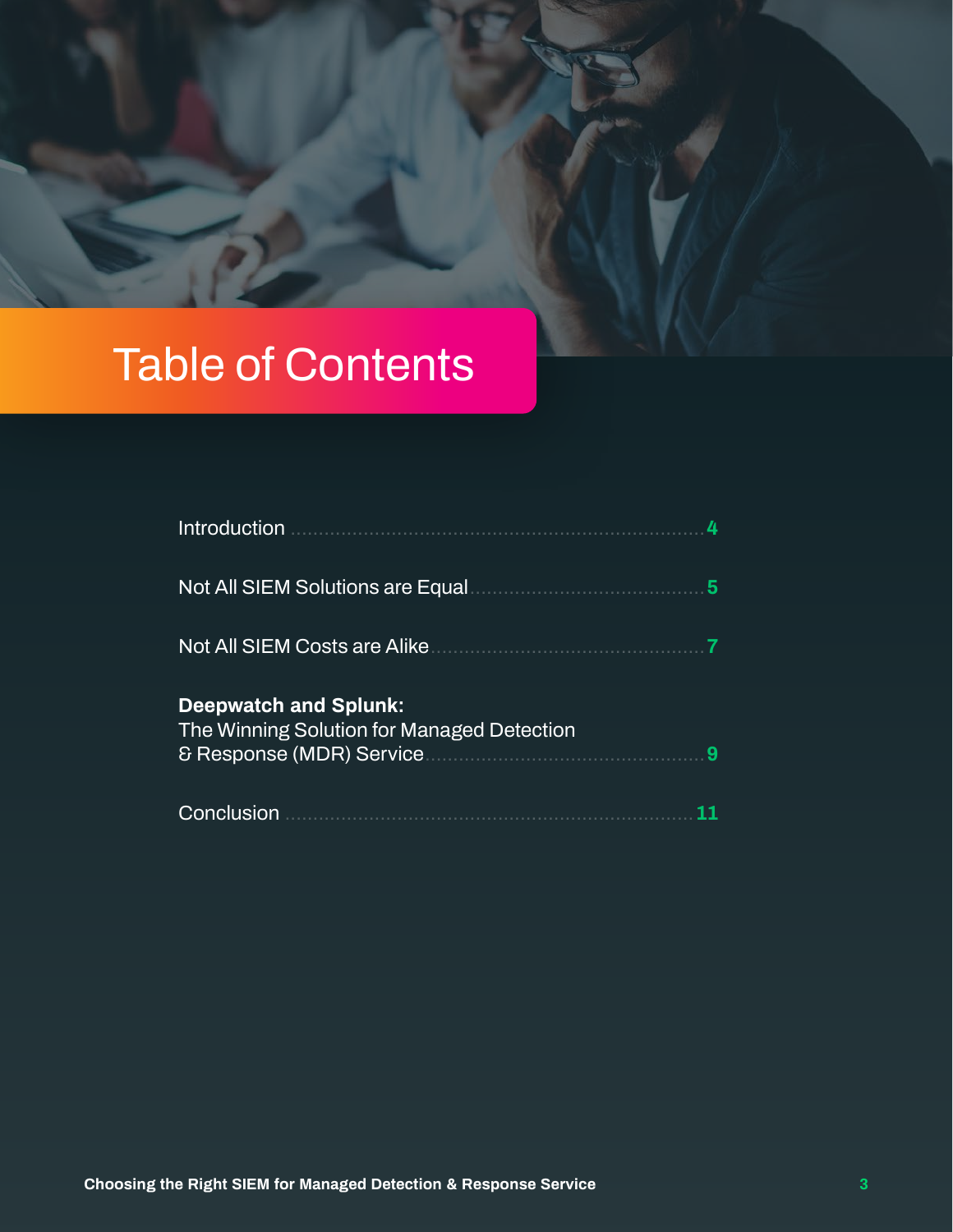# Table of Contents

| | |
|---|---|
| Introduction | 4 |
| Not All SIEM Solutions are Equal | 5 |
| Not All SIEM Costs are Alike | 7 |
| **Deepwatch and Splunk:** The Winning Solution for Managed Detection & Response (MDR) Service | 9 |
| Conclusion | 11 |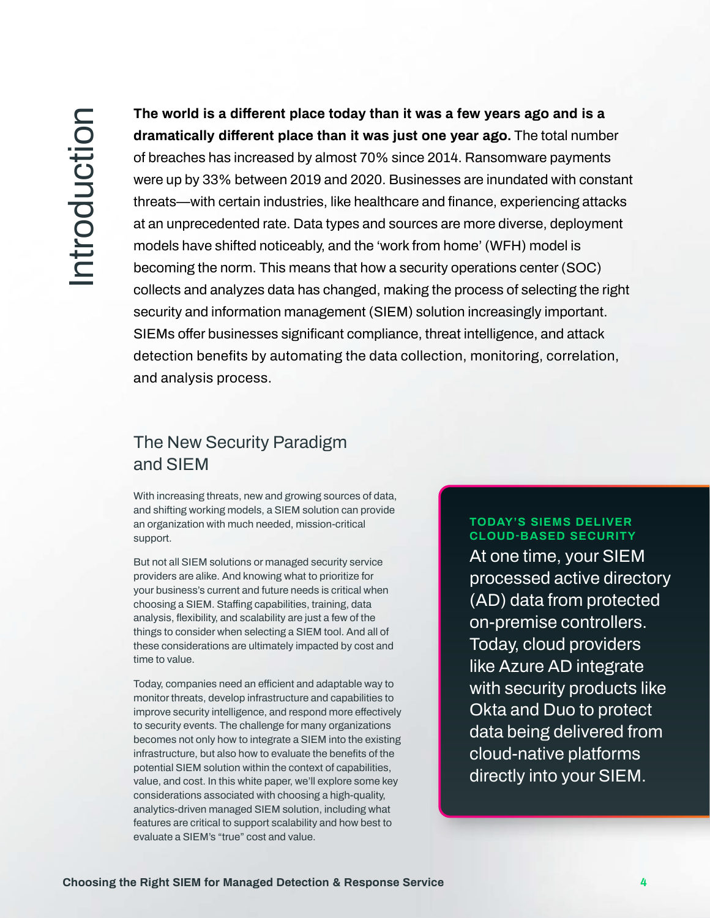# Introduction

**The world is a different place today than it was a few years ago and is a dramatically different place than it was just one year ago.** The total number of breaches has increased by almost 70% since 2014. Ransomware payments were up by 33% between 2019 and 2020. Businesses are inundated with constant threats—with certain industries, like healthcare and finance, experiencing attacks at an unprecedented rate. Data types and sources are more diverse, deployment models have shifted noticeably, and the 'work from home' (WFH) model is becoming the norm. This means that how a security operations center (SOC) collects and analyzes data has changed, making the process of selecting the right security and information management (SIEM) solution increasingly important. SIEMs offer businesses significant compliance, threat intelligence, and attack detection benefits by automating the data collection, monitoring, correlation, and analysis process.

## The New Security Paradigm and SIEM

With increasing threats, new and growing sources of data, and shifting working models, a SIEM solution can provide an organization with much needed, mission-critical support.

But not all SIEM solutions or managed security service providers are alike. And knowing what to prioritize for your business's current and future needs is critical when choosing a SIEM. Staffing capabilities, training, data analysis, flexibility, and scalability are just a few of the things to consider when selecting a SIEM tool. And all of these considerations are ultimately impacted by cost and time to value.

Today, companies need an efficient and adaptable way to monitor threats, develop infrastructure and capabilities to improve security intelligence, and respond more effectively to security events. The challenge for many organizations becomes not only how to integrate a SIEM into the existing infrastructure, but also how to evaluate the benefits of the potential SIEM solution within the context of capabilities, value, and cost. In this white paper, we'll explore some key considerations associated with choosing a high-quality, analytics-driven managed SIEM solution, including what features are critical to support scalability and how best to evaluate a SIEM's "true" cost and value.

**TODAY'S SIEMS DELIVER CLOUD-BASED SECURITY**

At one time, your SIEM processed active directory (AD) data from protected on-premise controllers. Today, cloud providers like Azure AD integrate with security products like Okta and Duo to protect data being delivered from cloud-native platforms directly into your SIEM.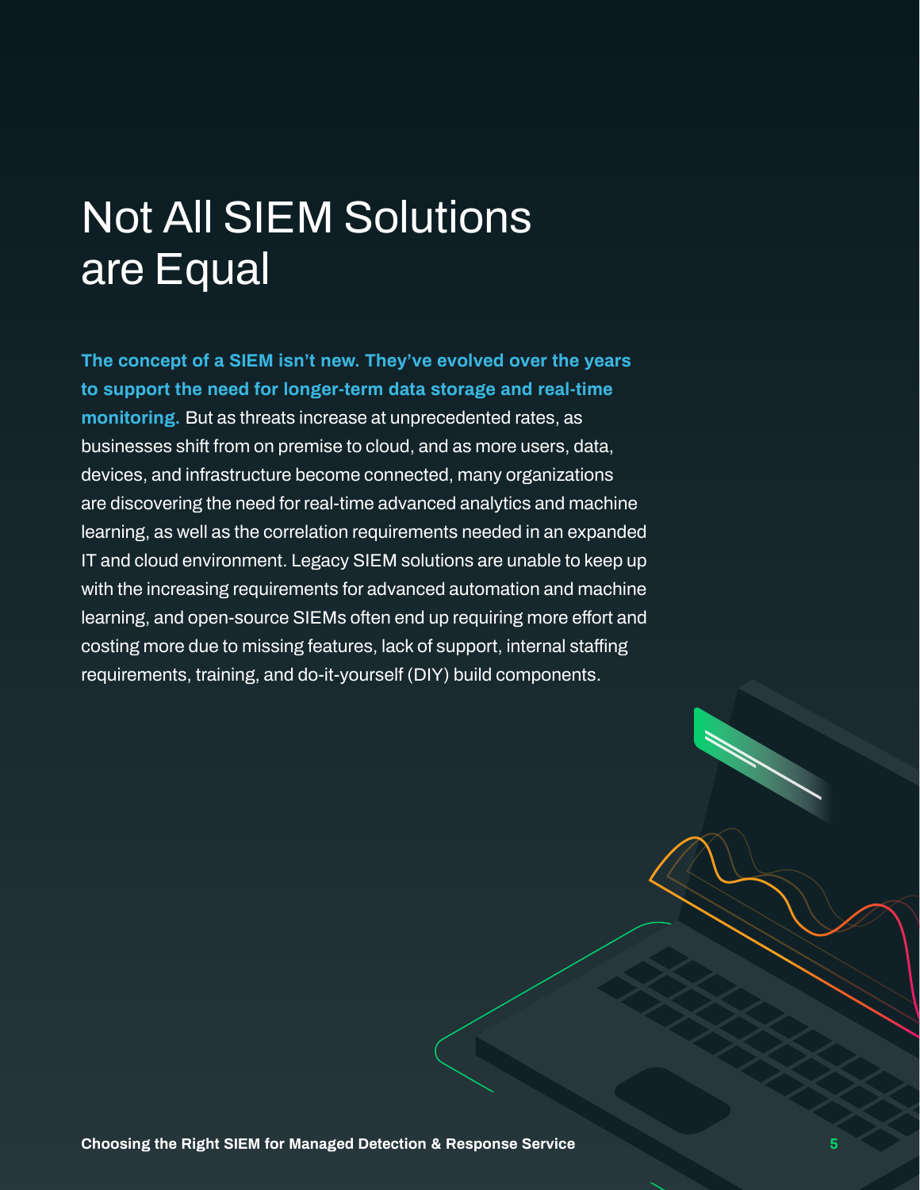# Not All SIEM Solutions are Equal

**The concept of a SIEM isn't new. They've evolved over the years to support the need for longer-term data storage and real-time monitoring.** But as threats increase at unprecedented rates, as businesses shift from on premise to cloud, and as more users, data, devices, and infrastructure become connected, many organizations are discovering the need for real-time advanced analytics and machine learning, as well as the correlation requirements needed in an expanded IT and cloud environment. Legacy SIEM solutions are unable to keep up with the increasing requirements for advanced automation and machine learning, and open-source SIEMs often end up requiring more effort and costing more due to missing features, lack of support, internal staffing requirements, training, and do-it-yourself (DIY) build components.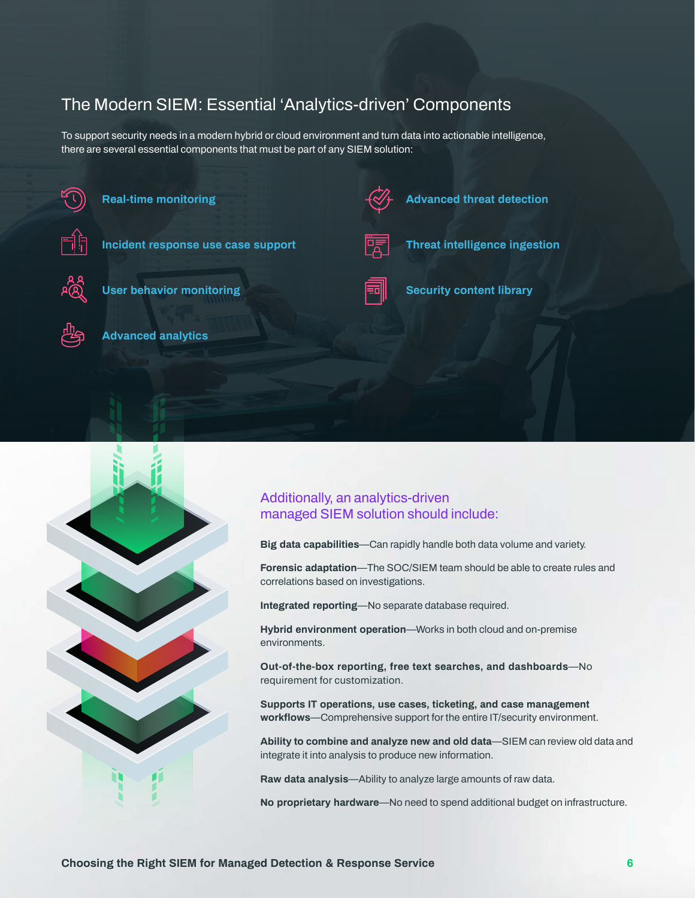## The Modern SIEM: Essential 'Analytics-driven' Components

To support security needs in a modern hybrid or cloud environment and turn data into actionable intelligence, there are several essential components that must be part of any SIEM solution:

- **Real-time monitoring**
- **Incident response use case support**
- **User behavior monitoring**
- **Advanced analytics**
- **Advanced threat detection**
- **Threat intelligence ingestion**
- **Security content library**

### Additionally, an analytics-driven managed SIEM solution should include:

**Big data capabilities**—Can rapidly handle both data volume and variety.

**Forensic adaptation**—The SOC/SIEM team should be able to create rules and correlations based on investigations.

**Integrated reporting**—No separate database required.

**Hybrid environment operation**—Works in both cloud and on-premise environments.

**Out-of-the-box reporting, free text searches, and dashboards**—No requirement for customization.

**Supports IT operations, use cases, ticketing, and case management workflows**—Comprehensive support for the entire IT/security environment.

**Ability to combine and analyze new and old data**—SIEM can review old data and integrate it into analysis to produce new information.

**Raw data analysis**—Ability to analyze large amounts of raw data.

**No proprietary hardware**—No need to spend additional budget on infrastructure.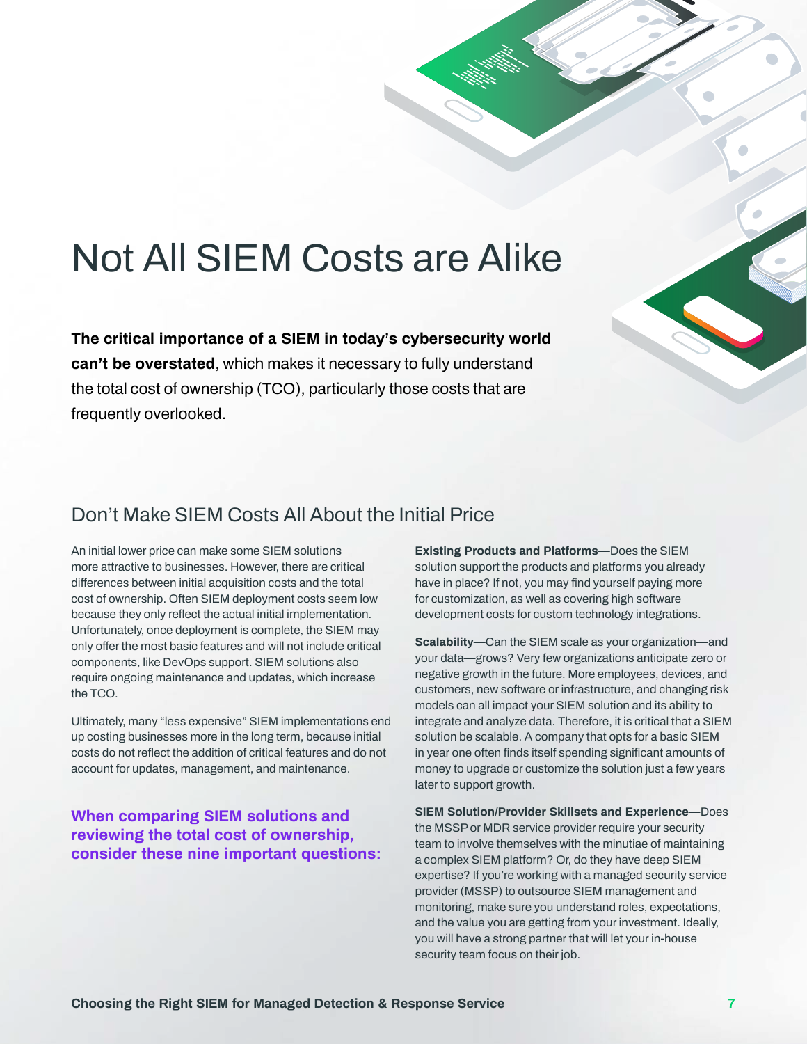# Not All SIEM Costs are Alike

**The critical importance of a SIEM in today's cybersecurity world can't be overstated**, which makes it necessary to fully understand the total cost of ownership (TCO), particularly those costs that are frequently overlooked.

## Don't Make SIEM Costs All About the Initial Price

An initial lower price can make some SIEM solutions more attractive to businesses. However, there are critical differences between initial acquisition costs and the total cost of ownership. Often SIEM deployment costs seem low because they only reflect the actual initial implementation. Unfortunately, once deployment is complete, the SIEM may only offer the most basic features and will not include critical components, like DevOps support. SIEM solutions also require ongoing maintenance and updates, which increase the TCO.

Ultimately, many "less expensive" SIEM implementations end up costing businesses more in the long term, because initial costs do not reflect the addition of critical features and do not account for updates, management, and maintenance.

**When comparing SIEM solutions and reviewing the total cost of ownership, consider these nine important questions:**

**Existing Products and Platforms**—Does the SIEM solution support the products and platforms you already have in place? If not, you may find yourself paying more for customization, as well as covering high software development costs for custom technology integrations.

**Scalability**—Can the SIEM scale as your organization—and your data—grows? Very few organizations anticipate zero or negative growth in the future. More employees, devices, and customers, new software or infrastructure, and changing risk models can all impact your SIEM solution and its ability to integrate and analyze data. Therefore, it is critical that a SIEM solution be scalable. A company that opts for a basic SIEM in year one often finds itself spending significant amounts of money to upgrade or customize the solution just a few years later to support growth.

**SIEM Solution/Provider Skillsets and Experience**—Does the MSSP or MDR service provider require your security team to involve themselves with the minutiae of maintaining a complex SIEM platform? Or, do they have deep SIEM expertise? If you're working with a managed security service provider (MSSP) to outsource SIEM management and monitoring, make sure you understand roles, expectations, and the value you are getting from your investment. Ideally, you will have a strong partner that will let your in-house security team focus on their job.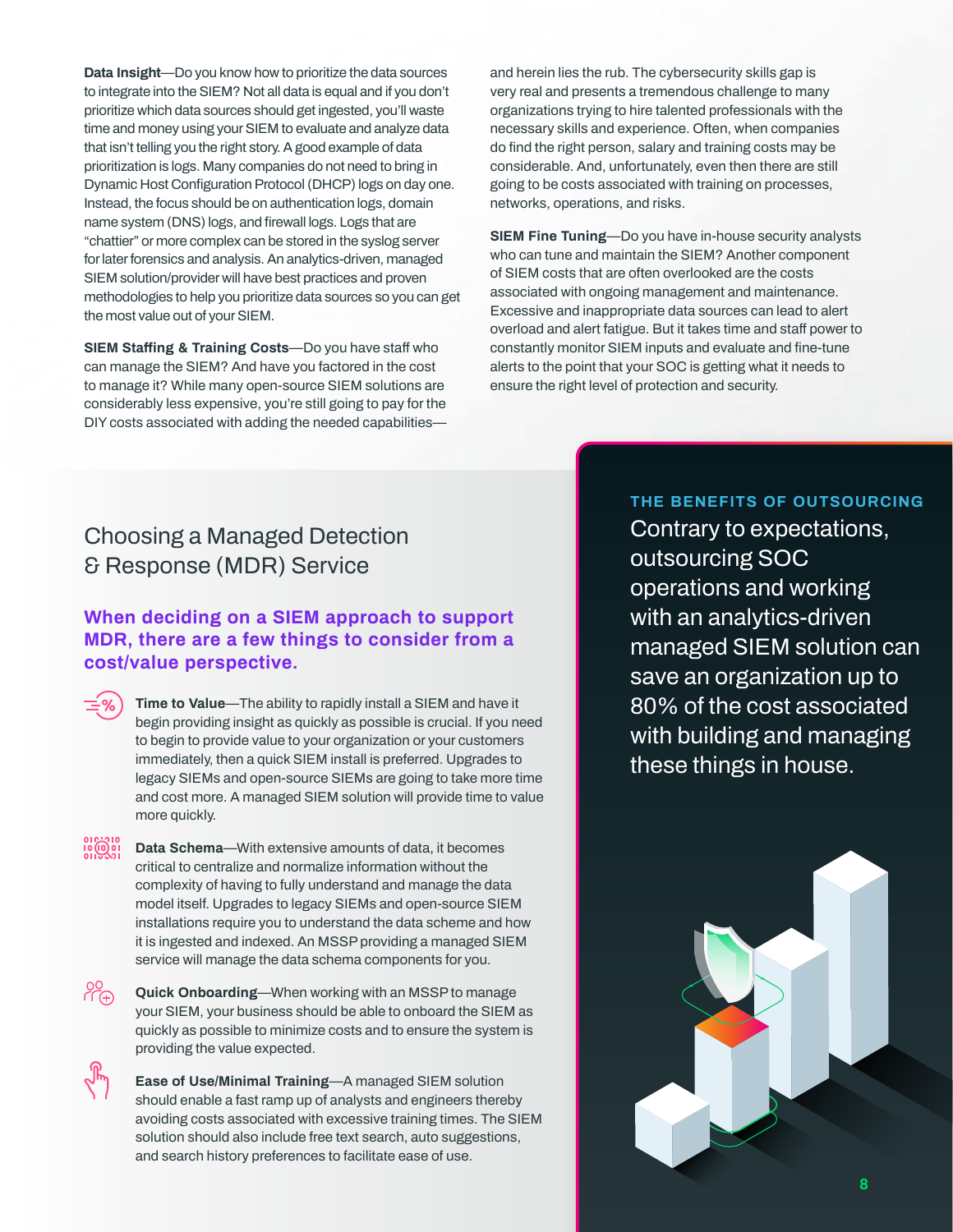**Data Insight**—Do you know how to prioritize the data sources to integrate into the SIEM? Not all data is equal and if you don't prioritize which data sources should get ingested, you'll waste time and money using your SIEM to evaluate and analyze data that isn't telling you the right story. A good example of data prioritization is logs. Many companies do not need to bring in Dynamic Host Configuration Protocol (DHCP) logs on day one. Instead, the focus should be on authentication logs, domain name system (DNS) logs, and firewall logs. Logs that are "chattier" or more complex can be stored in the syslog server for later forensics and analysis. An analytics-driven, managed SIEM solution/provider will have best practices and proven methodologies to help you prioritize data sources so you can get the most value out of your SIEM.

**SIEM Staffing & Training Costs**—Do you have staff who can manage the SIEM? And have you factored in the cost to manage it? While many open-source SIEM solutions are considerably less expensive, you're still going to pay for the DIY costs associated with adding the needed capabilities—and herein lies the rub. The cybersecurity skills gap is very real and presents a tremendous challenge to many organizations trying to hire talented professionals with the necessary skills and experience. Often, when companies do find the right person, salary and training costs may be considerable. And, unfortunately, even then there are still going to be costs associated with training on processes, networks, operations, and risks.

**SIEM Fine Tuning**—Do you have in-house security analysts who can tune and maintain the SIEM? Another component of SIEM costs that are often overlooked are the costs associated with ongoing management and maintenance. Excessive and inappropriate data sources can lead to alert overload and alert fatigue. But it takes time and staff power to constantly monitor SIEM inputs and evaluate and fine-tune alerts to the point that your SOC is getting what it needs to ensure the right level of protection and security.

## Choosing a Managed Detection & Response (MDR) Service

### When deciding on a SIEM approach to support MDR, there are a few things to consider from a cost/value perspective.

**Time to Value**—The ability to rapidly install a SIEM and have it begin providing insight as quickly as possible is crucial. If you need to begin to provide value to your organization or your customers immediately, then a quick SIEM install is preferred. Upgrades to legacy SIEMs and open-source SIEMs are going to take more time and cost more. A managed SIEM solution will provide time to value more quickly.

**Data Schema**—With extensive amounts of data, it becomes critical to centralize and normalize information without the complexity of having to fully understand and manage the data model itself. Upgrades to legacy SIEMs and open-source SIEM installations require you to understand the data scheme and how it is ingested and indexed. An MSSP providing a managed SIEM service will manage the data schema components for you.

**Quick Onboarding**—When working with an MSSP to manage your SIEM, your business should be able to onboard the SIEM as quickly as possible to minimize costs and to ensure the system is providing the value expected.

**Ease of Use/Minimal Training**—A managed SIEM solution should enable a fast ramp up of analysts and engineers thereby avoiding costs associated with excessive training times. The SIEM solution should also include free text search, auto suggestions, and search history preferences to facilitate ease of use.

**THE BENEFITS OF OUTSOURCING**

Contrary to expectations, outsourcing SOC operations and working with an analytics-driven managed SIEM solution can save an organization up to 80% of the cost associated with building and managing these things in house.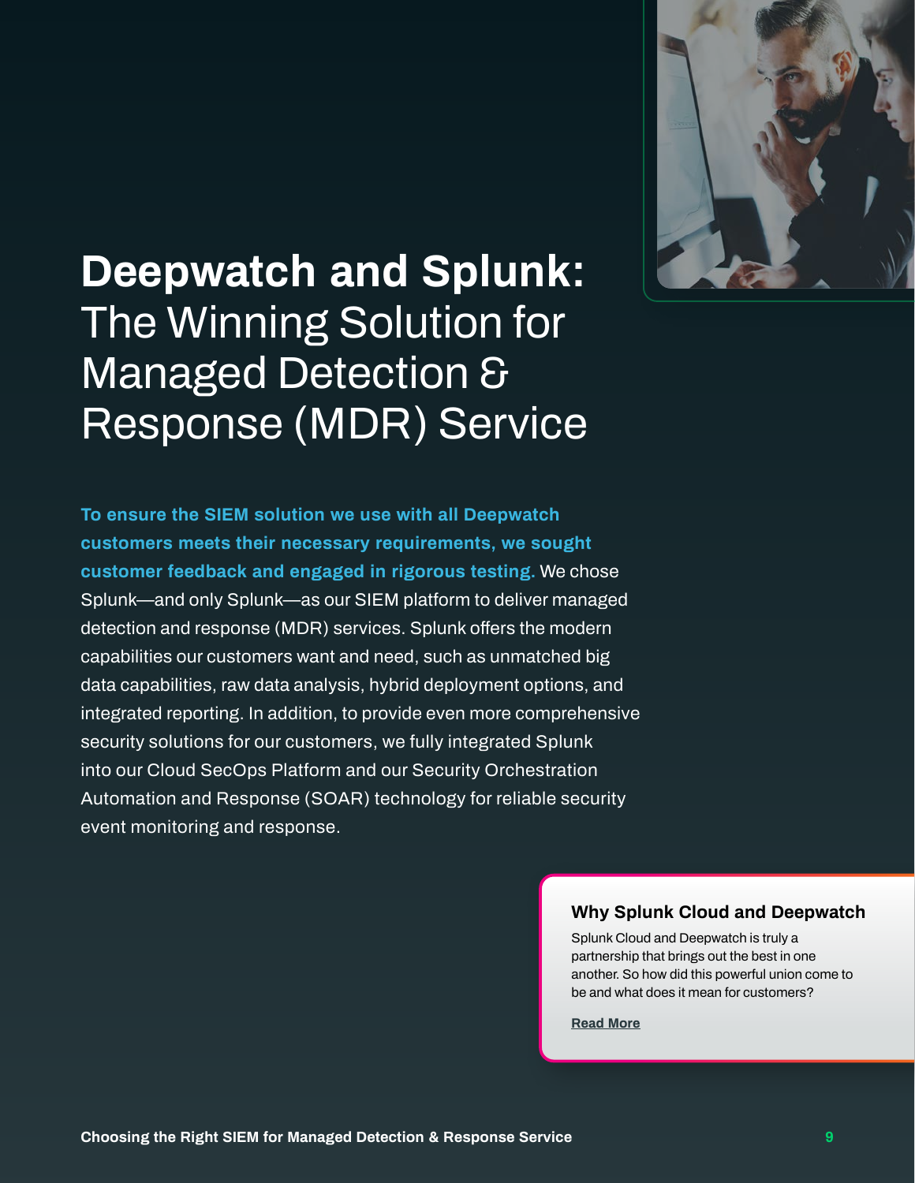# **Deepwatch and Splunk:** The Winning Solution for Managed Detection & Response (MDR) Service

**To ensure the SIEM solution we use with all Deepwatch customers meets their necessary requirements, we sought customer feedback and engaged in rigorous testing.** We chose Splunk—and only Splunk—as our SIEM platform to deliver managed detection and response (MDR) services. Splunk offers the modern capabilities our customers want and need, such as unmatched big data capabilities, raw data analysis, hybrid deployment options, and integrated reporting. In addition, to provide even more comprehensive security solutions for our customers, we fully integrated Splunk into our Cloud SecOps Platform and our Security Orchestration Automation and Response (SOAR) technology for reliable security event monitoring and response.

### Why Splunk Cloud and Deepwatch

Splunk Cloud and Deepwatch is truly a partnership that brings out the best in one another. So how did this powerful union come to be and what does it mean for customers?

**Read More**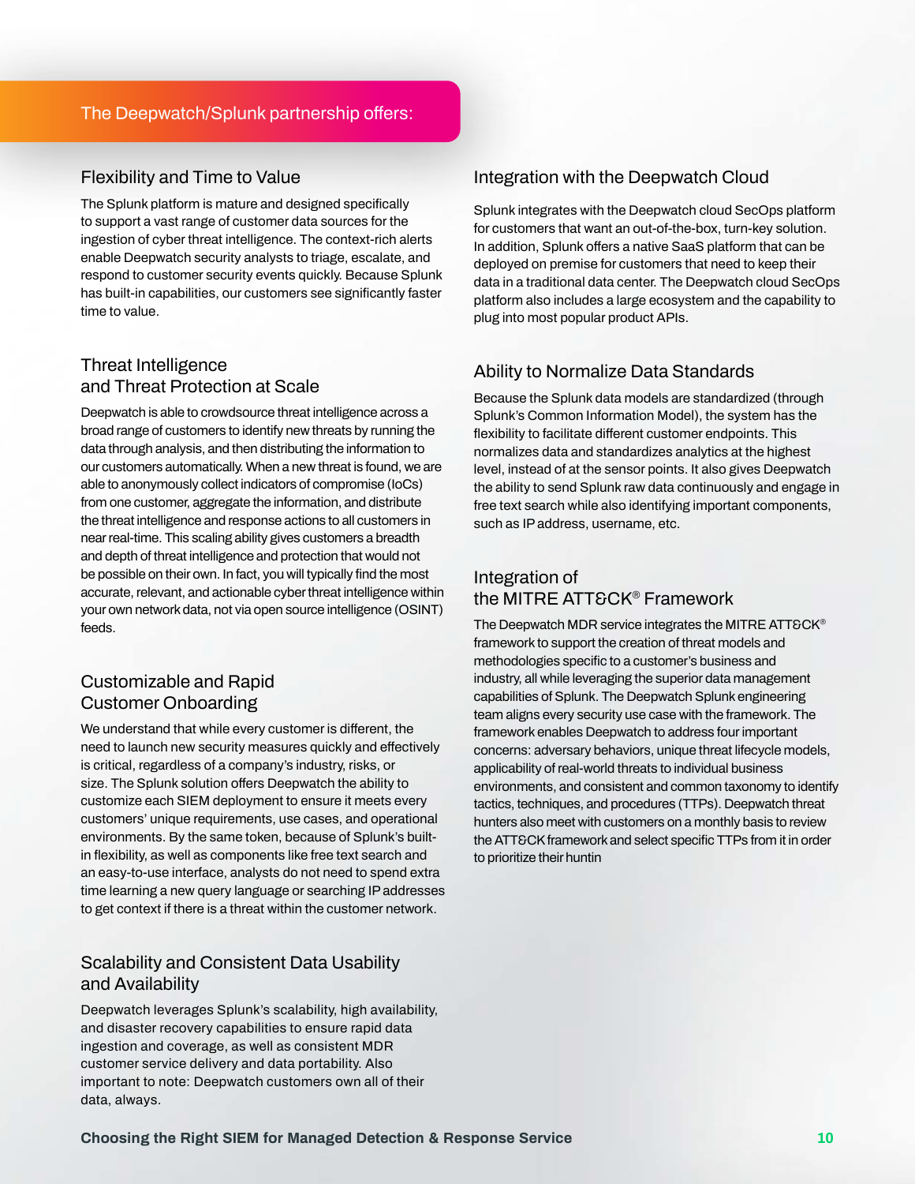## The Deepwatch/Splunk partnership offers:

### Flexibility and Time to Value

The Splunk platform is mature and designed specifically to support a vast range of customer data sources for the ingestion of cyber threat intelligence. The context-rich alerts enable Deepwatch security analysts to triage, escalate, and respond to customer security events quickly. Because Splunk has built-in capabilities, our customers see significantly faster time to value.

### Threat Intelligence and Threat Protection at Scale

Deepwatch is able to crowdsource threat intelligence across a broad range of customers to identify new threats by running the data through analysis, and then distributing the information to our customers automatically. When a new threat is found, we are able to anonymously collect indicators of compromise (IoCs) from one customer, aggregate the information, and distribute the threat intelligence and response actions to all customers in near real-time. This scaling ability gives customers a breadth and depth of threat intelligence and protection that would not be possible on their own. In fact, you will typically find the most accurate, relevant, and actionable cyber threat intelligence within your own network data, not via open source intelligence (OSINT) feeds.

### Customizable and Rapid Customer Onboarding

We understand that while every customer is different, the need to launch new security measures quickly and effectively is critical, regardless of a company's industry, risks, or size. The Splunk solution offers Deepwatch the ability to customize each SIEM deployment to ensure it meets every customers' unique requirements, use cases, and operational environments. By the same token, because of Splunk's built-in flexibility, as well as components like free text search and an easy-to-use interface, analysts do not need to spend extra time learning a new query language or searching IP addresses to get context if there is a threat within the customer network.

### Scalability and Consistent Data Usability and Availability

Deepwatch leverages Splunk's scalability, high availability, and disaster recovery capabilities to ensure rapid data ingestion and coverage, as well as consistent MDR customer service delivery and data portability. Also important to note: Deepwatch customers own all of their data, always.

### Integration with the Deepwatch Cloud

Splunk integrates with the Deepwatch cloud SecOps platform for customers that want an out-of-the-box, turn-key solution. In addition, Splunk offers a native SaaS platform that can be deployed on premise for customers that need to keep their data in a traditional data center. The Deepwatch cloud SecOps platform also includes a large ecosystem and the capability to plug into most popular product APIs.

### Ability to Normalize Data Standards

Because the Splunk data models are standardized (through Splunk's Common Information Model), the system has the flexibility to facilitate different customer endpoints. This normalizes data and standardizes analytics at the highest level, instead of at the sensor points. It also gives Deepwatch the ability to send Splunk raw data continuously and engage in free text search while also identifying important components, such as IP address, username, etc.

### Integration of the MITRE ATT&CK® Framework

The Deepwatch MDR service integrates the MITRE ATT&CK® framework to support the creation of threat models and methodologies specific to a customer's business and industry, all while leveraging the superior data management capabilities of Splunk. The Deepwatch Splunk engineering team aligns every security use case with the framework. The framework enables Deepwatch to address four important concerns: adversary behaviors, unique threat lifecycle models, applicability of real-world threats to individual business environments, and consistent and common taxonomy to identify tactics, techniques, and procedures (TTPs). Deepwatch threat hunters also meet with customers on a monthly basis to review the ATT&CK framework and select specific TTPs from it in order to prioritize their huntin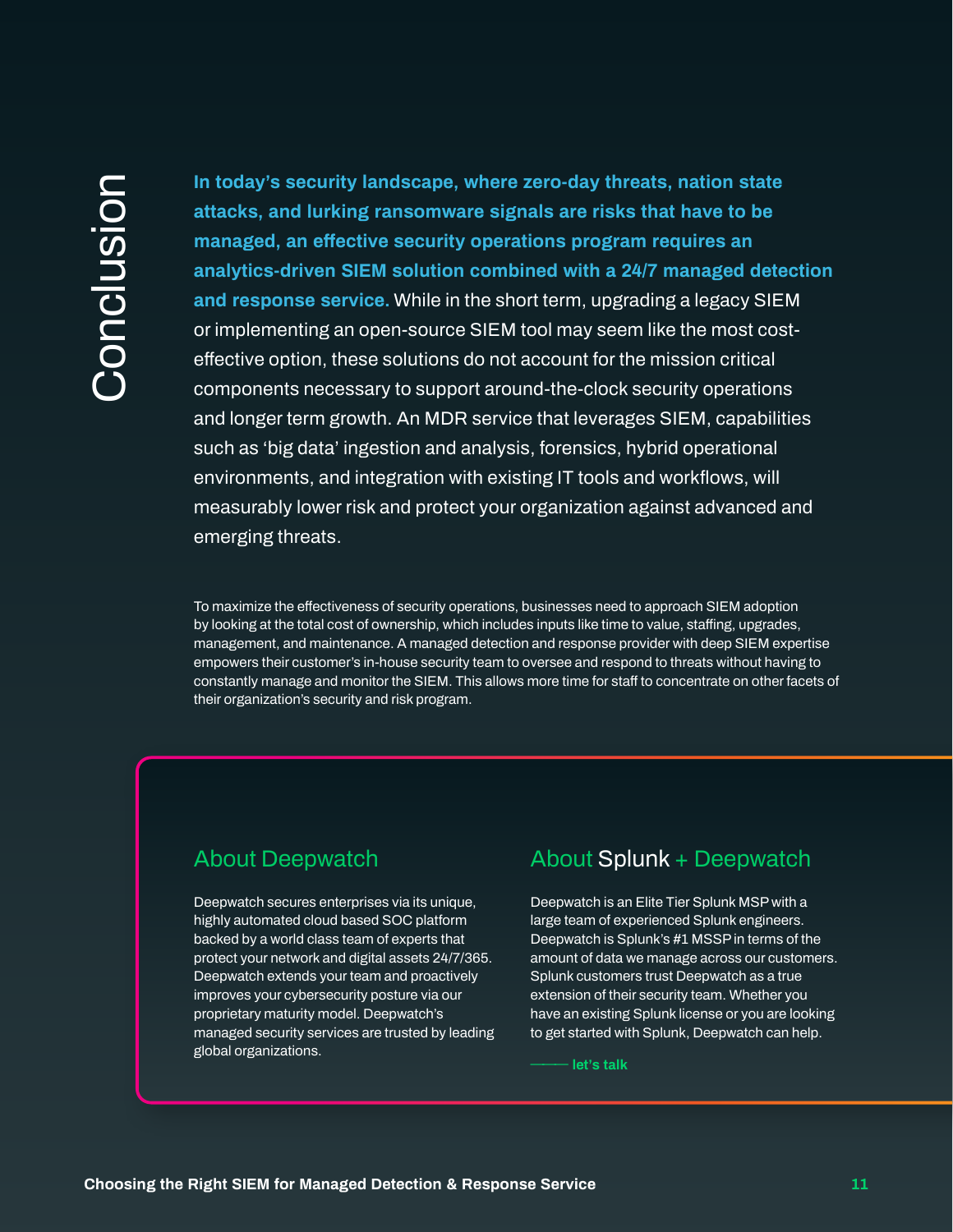# Conclusion

**In today's security landscape, where zero-day threats, nation state attacks, and lurking ransomware signals are risks that have to be managed, an effective security operations program requires an analytics-driven SIEM solution combined with a 24/7 managed detection and response service.** While in the short term, upgrading a legacy SIEM or implementing an open-source SIEM tool may seem like the most cost-effective option, these solutions do not account for the mission critical components necessary to support around-the-clock security operations and longer term growth. An MDR service that leverages SIEM, capabilities such as 'big data' ingestion and analysis, forensics, hybrid operational environments, and integration with existing IT tools and workflows, will measurably lower risk and protect your organization against advanced and emerging threats.

To maximize the effectiveness of security operations, businesses need to approach SIEM adoption by looking at the total cost of ownership, which includes inputs like time to value, staffing, upgrades, management, and maintenance. A managed detection and response provider with deep SIEM expertise empowers their customer's in-house security team to oversee and respond to threats without having to constantly manage and monitor the SIEM. This allows more time for staff to concentrate on other facets of their organization's security and risk program.

## About Deepwatch

Deepwatch secures enterprises via its unique, highly automated cloud based SOC platform backed by a world class team of experts that protect your network and digital assets 24/7/365. Deepwatch extends your team and proactively improves your cybersecurity posture via our proprietary maturity model. Deepwatch's managed security services are trusted by leading global organizations.

## About Splunk + Deepwatch

Deepwatch is an Elite Tier Splunk MSP with a large team of experienced Splunk engineers. Deepwatch is Splunk's #1 MSSP in terms of the amount of data we manage across our customers. Splunk customers trust Deepwatch as a true extension of their security team. Whether you have an existing Splunk license or you are looking to get started with Splunk, Deepwatch can help.

**let's talk**